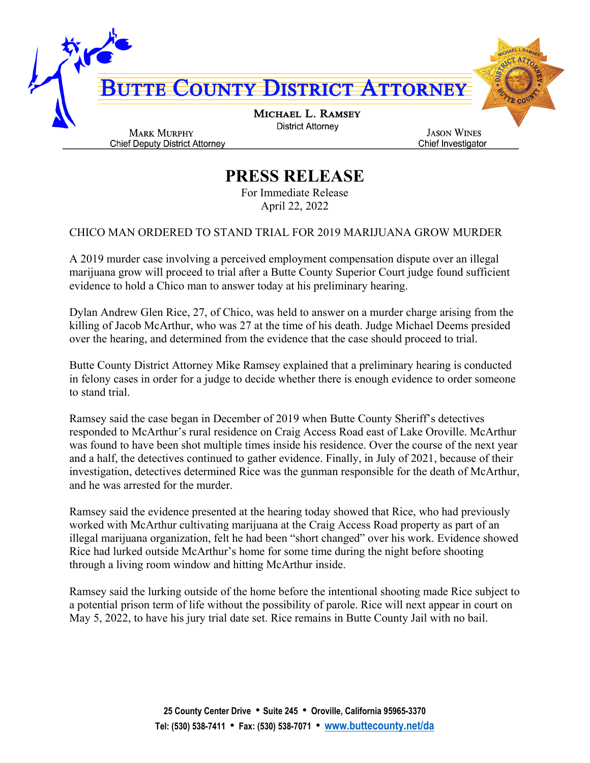# Butte County District Attorney

**Michael L. Ramsey**
District Attorney

Mark Murphy
Chief Deputy District Attorney

Jason Wines
Chief Investigator

## PRESS RELEASE

For Immediate Release
April 22, 2022

CHICO MAN ORDERED TO STAND TRIAL FOR 2019 MARIJUANA GROW MURDER

A 2019 murder case involving a perceived employment compensation dispute over an illegal marijuana grow will proceed to trial after a Butte County Superior Court judge found sufficient evidence to hold a Chico man to answer today at his preliminary hearing.

Dylan Andrew Glen Rice, 27, of Chico, was held to answer on a murder charge arising from the killing of Jacob McArthur, who was 27 at the time of his death. Judge Michael Deems presided over the hearing, and determined from the evidence that the case should proceed to trial.

Butte County District Attorney Mike Ramsey explained that a preliminary hearing is conducted in felony cases in order for a judge to decide whether there is enough evidence to order someone to stand trial.

Ramsey said the case began in December of 2019 when Butte County Sheriff's detectives responded to McArthur's rural residence on Craig Access Road east of Lake Oroville. McArthur was found to have been shot multiple times inside his residence. Over the course of the next year and a half, the detectives continued to gather evidence. Finally, in July of 2021, because of their investigation, detectives determined Rice was the gunman responsible for the death of McArthur, and he was arrested for the murder.

Ramsey said the evidence presented at the hearing today showed that Rice, who had previously worked with McArthur cultivating marijuana at the Craig Access Road property as part of an illegal marijuana organization, felt he had been "short changed" over his work. Evidence showed Rice had lurked outside McArthur's home for some time during the night before shooting through a living room window and hitting McArthur inside.

Ramsey said the lurking outside of the home before the intentional shooting made Rice subject to a potential prison term of life without the possibility of parole. Rice will next appear in court on May 5, 2022, to have his jury trial date set. Rice remains in Butte County Jail with no bail.

25 County Center Drive • Suite 245 • Oroville, California 95965-3370
Tel: (530) 538-7411 • Fax: (530) 538-7071 • www.buttecounty.net/da